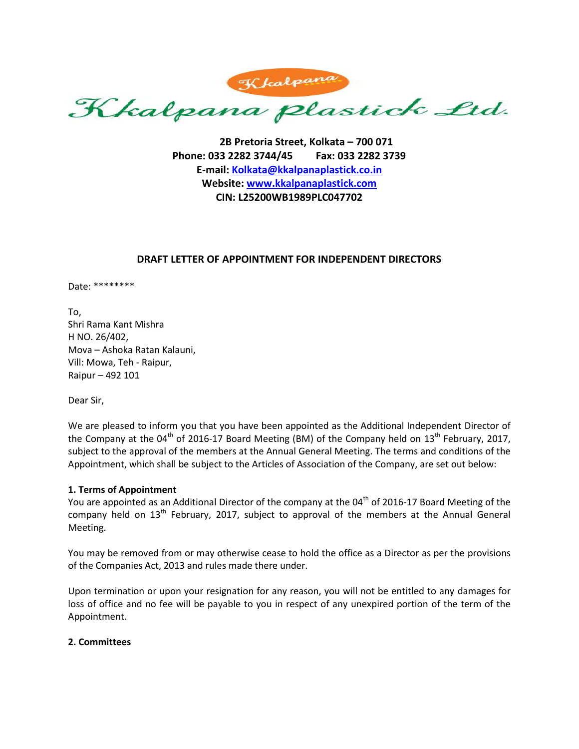Kkalpana

Kkalpana Plastick Ltd.

**2B Pretoria Street, Kolkata – 700 071**
**Phone: 033 2282 3744/45 Fax: 033 2282 3739**
**E-mail: Kolkata@kkalpanaplastick.co.in**
**Website: www.kkalpanaplastick.com**
**CIN: L25200WB1989PLC047702**

## DRAFT LETTER OF APPOINTMENT FOR INDEPENDENT DIRECTORS

Date: ********

To,
Shri Rama Kant Mishra
H NO. 26/402,
Mova – Ashoka Ratan Kalauni,
Vill: Mowa, Teh - Raipur,
Raipur – 492 101

Dear Sir,

We are pleased to inform you that you have been appointed as the Additional Independent Director of the Company at the 04th of 2016-17 Board Meeting (BM) of the Company held on 13th February, 2017, subject to the approval of the members at the Annual General Meeting. The terms and conditions of the Appointment, which shall be subject to the Articles of Association of the Company, are set out below:

### 1. Terms of Appointment

You are appointed as an Additional Director of the company at the 04th of 2016-17 Board Meeting of the company held on 13th February, 2017, subject to approval of the members at the Annual General Meeting.

You may be removed from or may otherwise cease to hold the office as a Director as per the provisions of the Companies Act, 2013 and rules made there under.

Upon termination or upon your resignation for any reason, you will not be entitled to any damages for loss of office and no fee will be payable to you in respect of any unexpired portion of the term of the Appointment.

### 2. Committees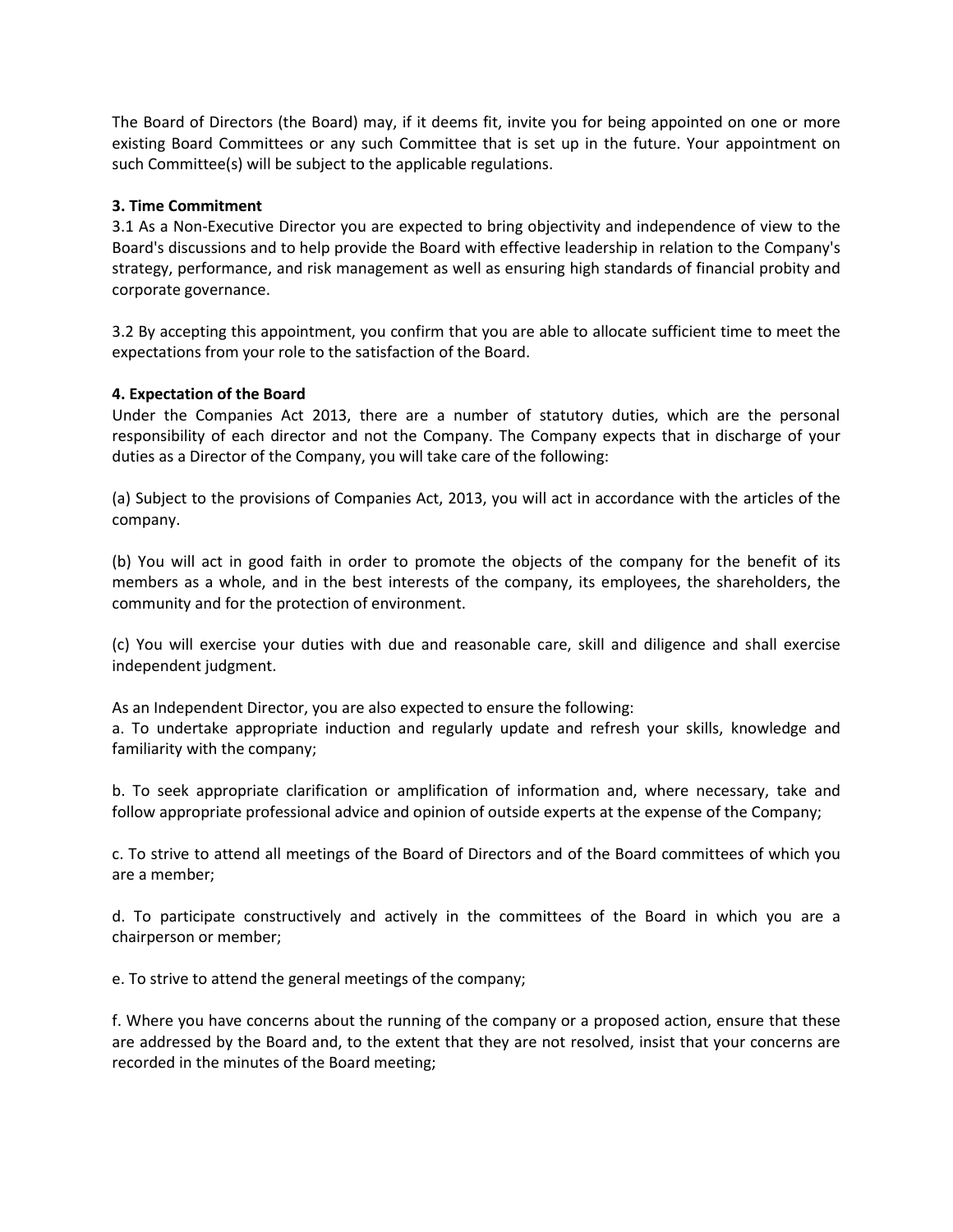The Board of Directors (the Board) may, if it deems fit, invite you for being appointed on one or more existing Board Committees or any such Committee that is set up in the future. Your appointment on such Committee(s) will be subject to the applicable regulations.

**3. Time Commitment**

3.1 As a Non-Executive Director you are expected to bring objectivity and independence of view to the Board's discussions and to help provide the Board with effective leadership in relation to the Company's strategy, performance, and risk management as well as ensuring high standards of financial probity and corporate governance.

3.2 By accepting this appointment, you confirm that you are able to allocate sufficient time to meet the expectations from your role to the satisfaction of the Board.

**4. Expectation of the Board**

Under the Companies Act 2013, there are a number of statutory duties, which are the personal responsibility of each director and not the Company. The Company expects that in discharge of your duties as a Director of the Company, you will take care of the following:

(a) Subject to the provisions of Companies Act, 2013, you will act in accordance with the articles of the company.

(b) You will act in good faith in order to promote the objects of the company for the benefit of its members as a whole, and in the best interests of the company, its employees, the shareholders, the community and for the protection of environment.

(c) You will exercise your duties with due and reasonable care, skill and diligence and shall exercise independent judgment.

As an Independent Director, you are also expected to ensure the following:

a. To undertake appropriate induction and regularly update and refresh your skills, knowledge and familiarity with the company;

b. To seek appropriate clarification or amplification of information and, where necessary, take and follow appropriate professional advice and opinion of outside experts at the expense of the Company;

c. To strive to attend all meetings of the Board of Directors and of the Board committees of which you are a member;

d. To participate constructively and actively in the committees of the Board in which you are a chairperson or member;

e. To strive to attend the general meetings of the company;

f. Where you have concerns about the running of the company or a proposed action, ensure that these are addressed by the Board and, to the extent that they are not resolved, insist that your concerns are recorded in the minutes of the Board meeting;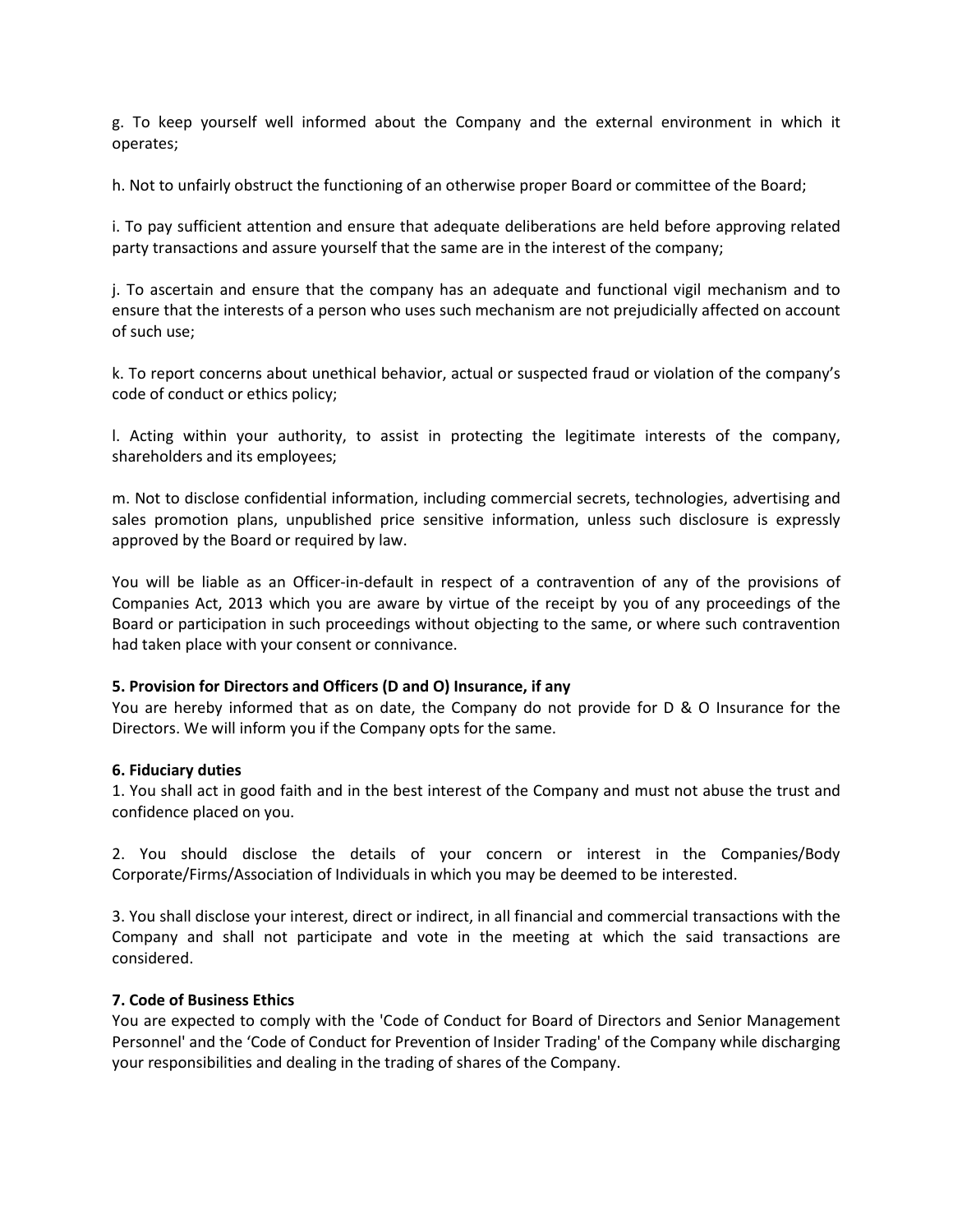g. To keep yourself well informed about the Company and the external environment in which it operates;

h. Not to unfairly obstruct the functioning of an otherwise proper Board or committee of the Board;

i. To pay sufficient attention and ensure that adequate deliberations are held before approving related party transactions and assure yourself that the same are in the interest of the company;

j. To ascertain and ensure that the company has an adequate and functional vigil mechanism and to ensure that the interests of a person who uses such mechanism are not prejudicially affected on account of such use;

k. To report concerns about unethical behavior, actual or suspected fraud or violation of the company's code of conduct or ethics policy;

l. Acting within your authority, to assist in protecting the legitimate interests of the company, shareholders and its employees;

m. Not to disclose confidential information, including commercial secrets, technologies, advertising and sales promotion plans, unpublished price sensitive information, unless such disclosure is expressly approved by the Board or required by law.

You will be liable as an Officer-in-default in respect of a contravention of any of the provisions of Companies Act, 2013 which you are aware by virtue of the receipt by you of any proceedings of the Board or participation in such proceedings without objecting to the same, or where such contravention had taken place with your consent or connivance.

**5. Provision for Directors and Officers (D and O) Insurance, if any**

You are hereby informed that as on date, the Company do not provide for D & O Insurance for the Directors. We will inform you if the Company opts for the same.

**6. Fiduciary duties**

1. You shall act in good faith and in the best interest of the Company and must not abuse the trust and confidence placed on you.

2. You should disclose the details of your concern or interest in the Companies/Body Corporate/Firms/Association of Individuals in which you may be deemed to be interested.

3. You shall disclose your interest, direct or indirect, in all financial and commercial transactions with the Company and shall not participate and vote in the meeting at which the said transactions are considered.

**7. Code of Business Ethics**

You are expected to comply with the 'Code of Conduct for Board of Directors and Senior Management Personnel' and the 'Code of Conduct for Prevention of Insider Trading' of the Company while discharging your responsibilities and dealing in the trading of shares of the Company.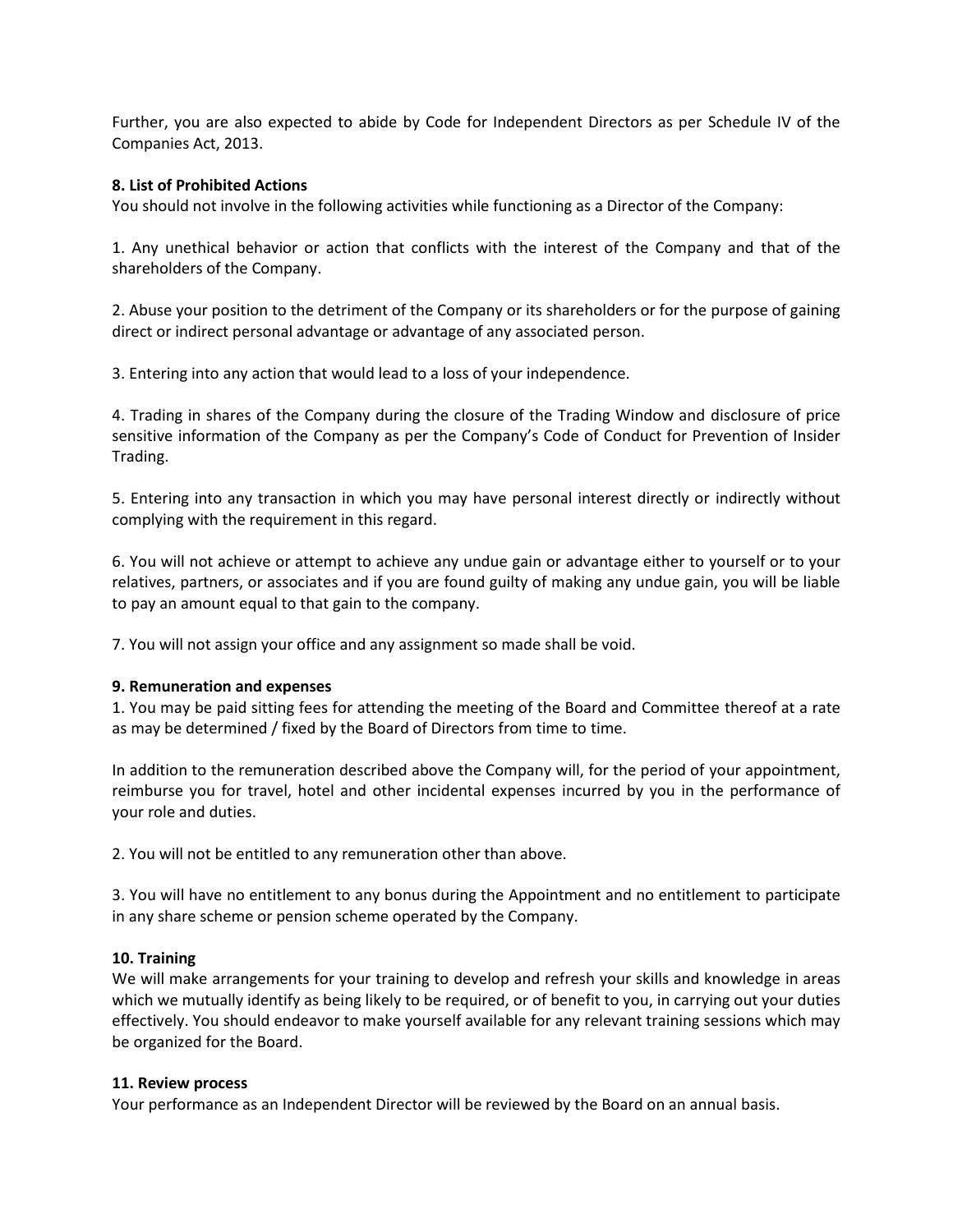Further, you are also expected to abide by Code for Independent Directors as per Schedule IV of the Companies Act, 2013.

**8. List of Prohibited Actions**

You should not involve in the following activities while functioning as a Director of the Company:

1. Any unethical behavior or action that conflicts with the interest of the Company and that of the shareholders of the Company.

2. Abuse your position to the detriment of the Company or its shareholders or for the purpose of gaining direct or indirect personal advantage or advantage of any associated person.

3. Entering into any action that would lead to a loss of your independence.

4. Trading in shares of the Company during the closure of the Trading Window and disclosure of price sensitive information of the Company as per the Company's Code of Conduct for Prevention of Insider Trading.

5. Entering into any transaction in which you may have personal interest directly or indirectly without complying with the requirement in this regard.

6. You will not achieve or attempt to achieve any undue gain or advantage either to yourself or to your relatives, partners, or associates and if you are found guilty of making any undue gain, you will be liable to pay an amount equal to that gain to the company.

7. You will not assign your office and any assignment so made shall be void.

**9. Remuneration and expenses**

1. You may be paid sitting fees for attending the meeting of the Board and Committee thereof at a rate as may be determined / fixed by the Board of Directors from time to time.

In addition to the remuneration described above the Company will, for the period of your appointment, reimburse you for travel, hotel and other incidental expenses incurred by you in the performance of your role and duties.

2. You will not be entitled to any remuneration other than above.

3. You will have no entitlement to any bonus during the Appointment and no entitlement to participate in any share scheme or pension scheme operated by the Company.

**10. Training**

We will make arrangements for your training to develop and refresh your skills and knowledge in areas which we mutually identify as being likely to be required, or of benefit to you, in carrying out your duties effectively. You should endeavor to make yourself available for any relevant training sessions which may be organized for the Board.

**11. Review process**

Your performance as an Independent Director will be reviewed by the Board on an annual basis.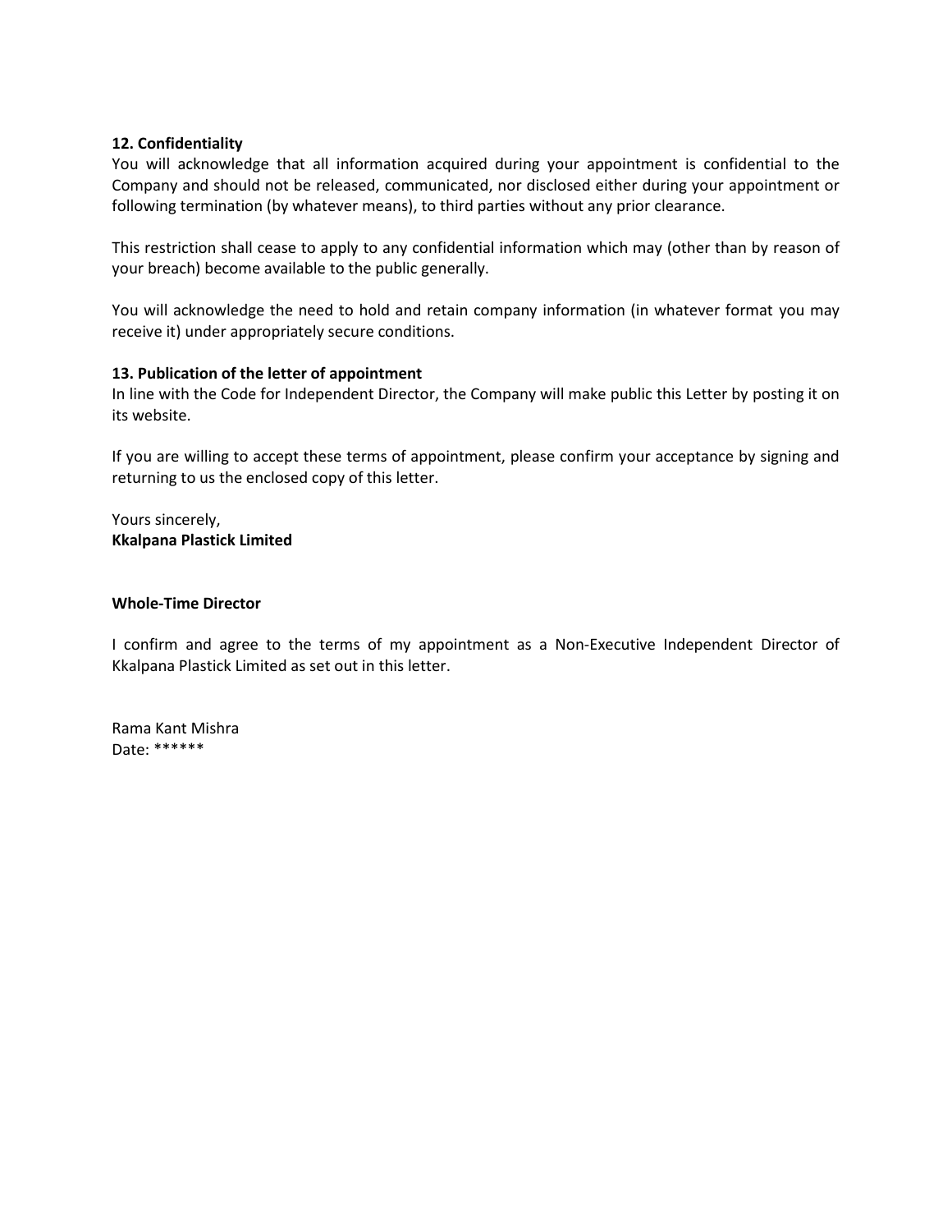**12. Confidentiality**

You will acknowledge that all information acquired during your appointment is confidential to the Company and should not be released, communicated, nor disclosed either during your appointment or following termination (by whatever means), to third parties without any prior clearance.

This restriction shall cease to apply to any confidential information which may (other than by reason of your breach) become available to the public generally.

You will acknowledge the need to hold and retain company information (in whatever format you may receive it) under appropriately secure conditions.

**13. Publication of the letter of appointment**

In line with the Code for Independent Director, the Company will make public this Letter by posting it on its website.

If you are willing to accept these terms of appointment, please confirm your acceptance by signing and returning to us the enclosed copy of this letter.

Yours sincerely,
**Kkalpana Plastick Limited**

**Whole-Time Director**

I confirm and agree to the terms of my appointment as a Non-Executive Independent Director of Kkalpana Plastick Limited as set out in this letter.

Rama Kant Mishra
Date: ******